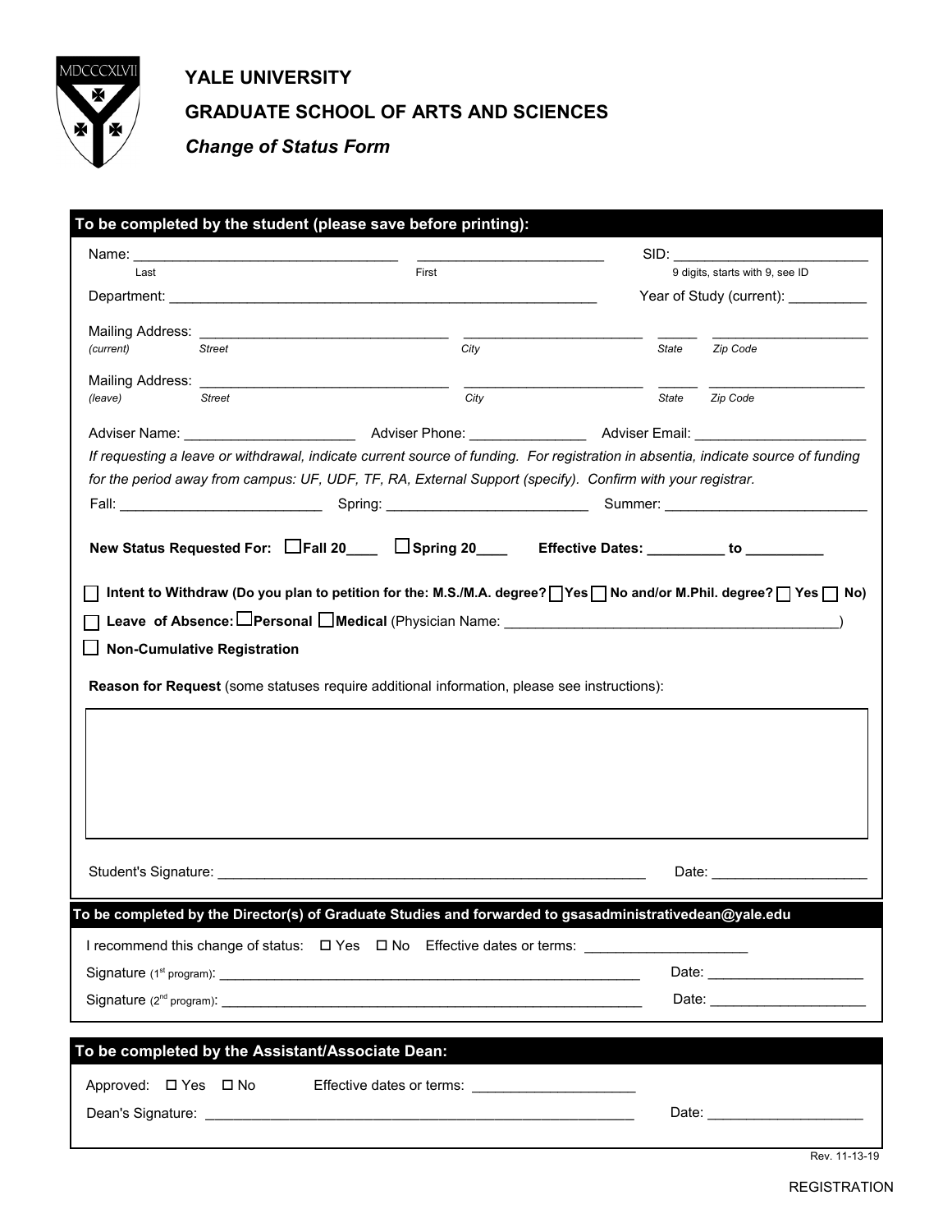# YALE UNIVERSITY

## GRADUATE SCHOOL OF ARTS AND SCIENCES

### *Change of Status Form*

**To be completed by the student (please save before printing):**

Name: ______________________________ ______________________ SID: ______________________
Last First 9 digits, starts with 9, see ID

Department: ____________________________________________________ Year of Study (current): __________

Mailing Address: ______________________________ ______________________ _____ ____________________
*(current)* *Street* *City* *State* *Zip Code*

Mailing Address: ______________________________ ______________________ _____ ____________________
*(leave)* *Street* *City* *State* *Zip Code*

Adviser Name: ____________________ Adviser Phone: ______________ Adviser Email: ____________________

*If requesting a leave or withdrawal, indicate current source of funding. For registration in absentia, indicate source of funding for the period away from campus: UF, UDF, TF, RA, External Support (specify). Confirm with your registrar.*

Fall: ________________________ Spring: ________________________ Summer: ________________________

**New Status Requested For:** ☐ **Fall 20____** ☐ **Spring 20____** **Effective Dates: _________ to _________**

☐ **Intent to Withdraw (Do you plan to petition for the: M.S./M.A. degree?** ☐ **Yes** ☐ **No and/or M.Phil. degree?** ☐ **Yes** ☐ **No)**

☐ **Leave of Absence:** ☐ **Personal** ☐ **Medical** (Physician Name: ________________________________________)

☐ **Non-Cumulative Registration**

**Reason for Request** (some statuses require additional information, please see instructions):

Student's Signature: ____________________________________________________ Date: __________________

**To be completed by the Director(s) of Graduate Studies and forwarded to gsasadministrativedean@yale.edu**

I recommend this change of status: ☐ Yes ☐ No Effective dates or terms: ____________________

Signature (1st program): ____________________________________________________ Date: __________________

Signature (2nd program): ____________________________________________________ Date: __________________

**To be completed by the Assistant/Associate Dean:**

Approved: ☐ Yes ☐ No Effective dates or terms: ____________________

Dean's Signature: ____________________________________________________ Date: __________________

Rev. 11-13-19

REGISTRATION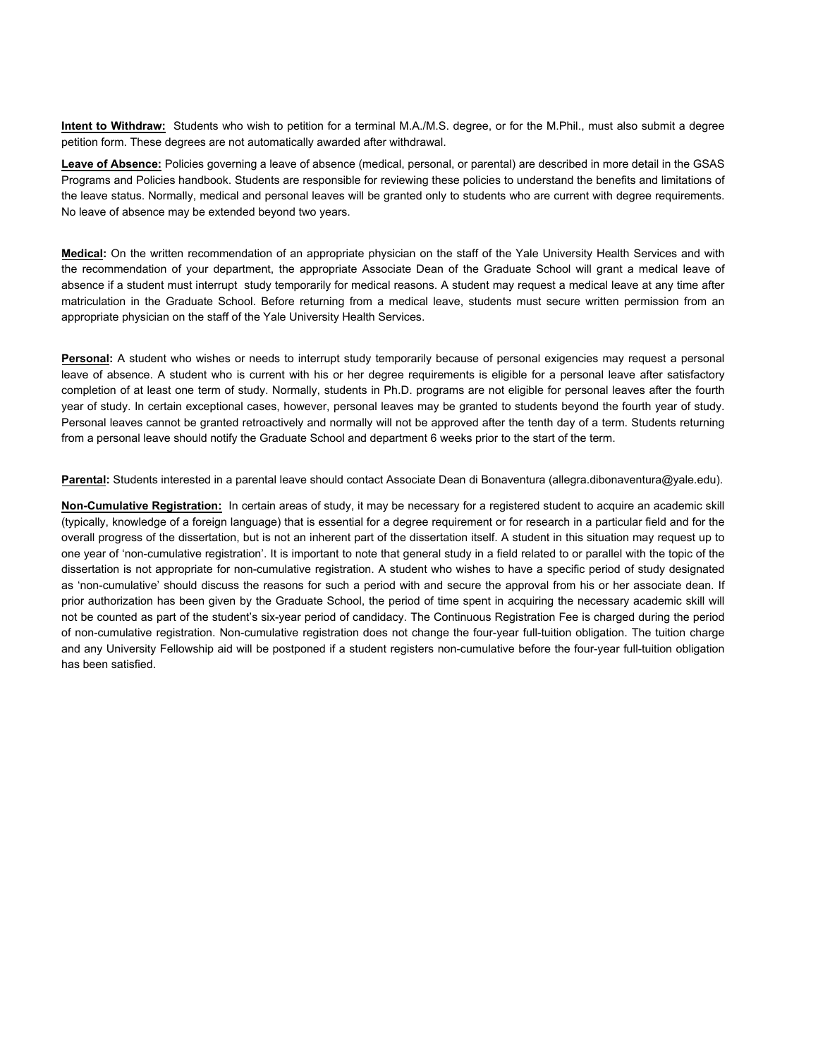**Intent to Withdraw:** Students who wish to petition for a terminal M.A./M.S. degree, or for the M.Phil., must also submit a degree petition form. These degrees are not automatically awarded after withdrawal.

**Leave of Absence:** Policies governing a leave of absence (medical, personal, or parental) are described in more detail in the GSAS Programs and Policies handbook. Students are responsible for reviewing these policies to understand the benefits and limitations of the leave status. Normally, medical and personal leaves will be granted only to students who are current with degree requirements. No leave of absence may be extended beyond two years.

**Medical:** On the written recommendation of an appropriate physician on the staff of the Yale University Health Services and with the recommendation of your department, the appropriate Associate Dean of the Graduate School will grant a medical leave of absence if a student must interrupt study temporarily for medical reasons. A student may request a medical leave at any time after matriculation in the Graduate School. Before returning from a medical leave, students must secure written permission from an appropriate physician on the staff of the Yale University Health Services.

**Personal:** A student who wishes or needs to interrupt study temporarily because of personal exigencies may request a personal leave of absence. A student who is current with his or her degree requirements is eligible for a personal leave after satisfactory completion of at least one term of study. Normally, students in Ph.D. programs are not eligible for personal leaves after the fourth year of study. In certain exceptional cases, however, personal leaves may be granted to students beyond the fourth year of study. Personal leaves cannot be granted retroactively and normally will not be approved after the tenth day of a term. Students returning from a personal leave should notify the Graduate School and department 6 weeks prior to the start of the term.

**Parental:** Students interested in a parental leave should contact Associate Dean di Bonaventura (allegra.dibonaventura@yale.edu).

**Non-Cumulative Registration:** In certain areas of study, it may be necessary for a registered student to acquire an academic skill (typically, knowledge of a foreign language) that is essential for a degree requirement or for research in a particular field and for the overall progress of the dissertation, but is not an inherent part of the dissertation itself. A student in this situation may request up to one year of 'non-cumulative registration'. It is important to note that general study in a field related to or parallel with the topic of the dissertation is not appropriate for non-cumulative registration. A student who wishes to have a specific period of study designated as 'non-cumulative' should discuss the reasons for such a period with and secure the approval from his or her associate dean. If prior authorization has been given by the Graduate School, the period of time spent in acquiring the necessary academic skill will not be counted as part of the student's six-year period of candidacy. The Continuous Registration Fee is charged during the period of non-cumulative registration. Non-cumulative registration does not change the four-year full-tuition obligation. The tuition charge and any University Fellowship aid will be postponed if a student registers non-cumulative before the four-year full-tuition obligation has been satisfied.